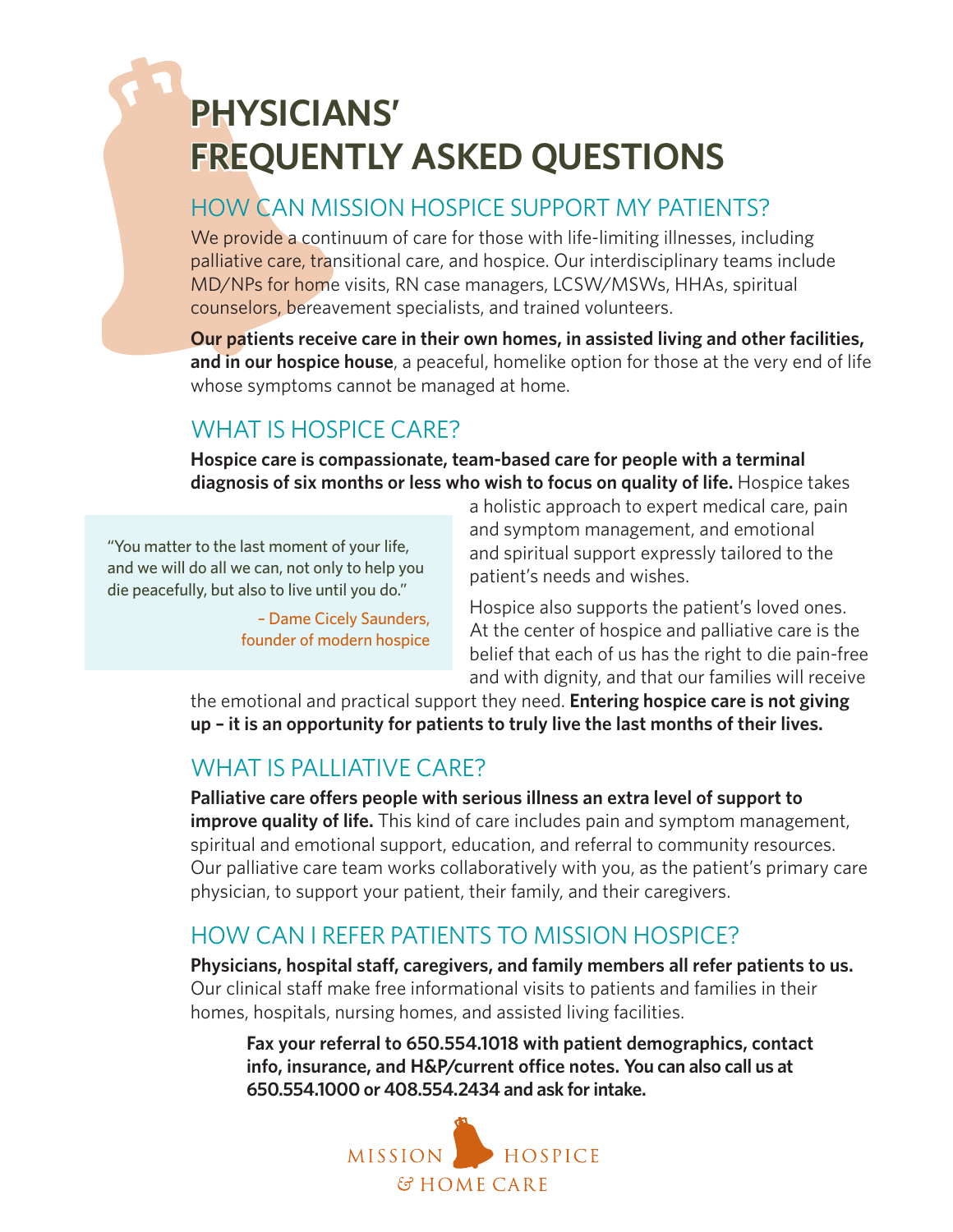# PHYSICIANS' FREQUENTLY ASKED QUESTIONS

## HOW CAN MISSION HOSPICE SUPPORT MY PATIENTS?

We provide a continuum of care for those with life-limiting illnesses, including palliative care, transitional care, and hospice. Our interdisciplinary teams include MD/NPs for home visits, RN case managers, LCSW/MSWs, HHAs, spiritual counselors, bereavement specialists, and trained volunteers.

**Our patients receive care in their own homes, in assisted living and other facilities, and in our hospice house**, a peaceful, homelike option for those at the very end of life whose symptoms cannot be managed at home.

## WHAT IS HOSPICE CARE?

**Hospice care is compassionate, team-based care for people with a terminal diagnosis of six months or less who wish to focus on quality of life.** Hospice takes a holistic approach to expert medical care, pain and symptom management, and emotional and spiritual support expressly tailored to the patient's needs and wishes.

> "You matter to the last moment of your life, and we will do all we can, not only to help you die peacefully, but also to live until you do."
>
> – Dame Cicely Saunders, founder of modern hospice

Hospice also supports the patient's loved ones. At the center of hospice and palliative care is the belief that each of us has the right to die pain-free and with dignity, and that our families will receive the emotional and practical support they need. **Entering hospice care is not giving up – it is an opportunity for patients to truly live the last months of their lives.**

## WHAT IS PALLIATIVE CARE?

**Palliative care offers people with serious illness an extra level of support to improve quality of life.** This kind of care includes pain and symptom management, spiritual and emotional support, education, and referral to community resources. Our palliative care team works collaboratively with you, as the patient's primary care physician, to support your patient, their family, and their caregivers.

## HOW CAN I REFER PATIENTS TO MISSION HOSPICE?

**Physicians, hospital staff, caregivers, and family members all refer patients to us.** Our clinical staff make free informational visits to patients and families in their homes, hospitals, nursing homes, and assisted living facilities.

**Fax your referral to 650.554.1018 with patient demographics, contact info, insurance, and H&P/current office notes. You can also call us at 650.554.1000 or 408.554.2434 and ask for intake.**

MISSION HOSPICE & HOME CARE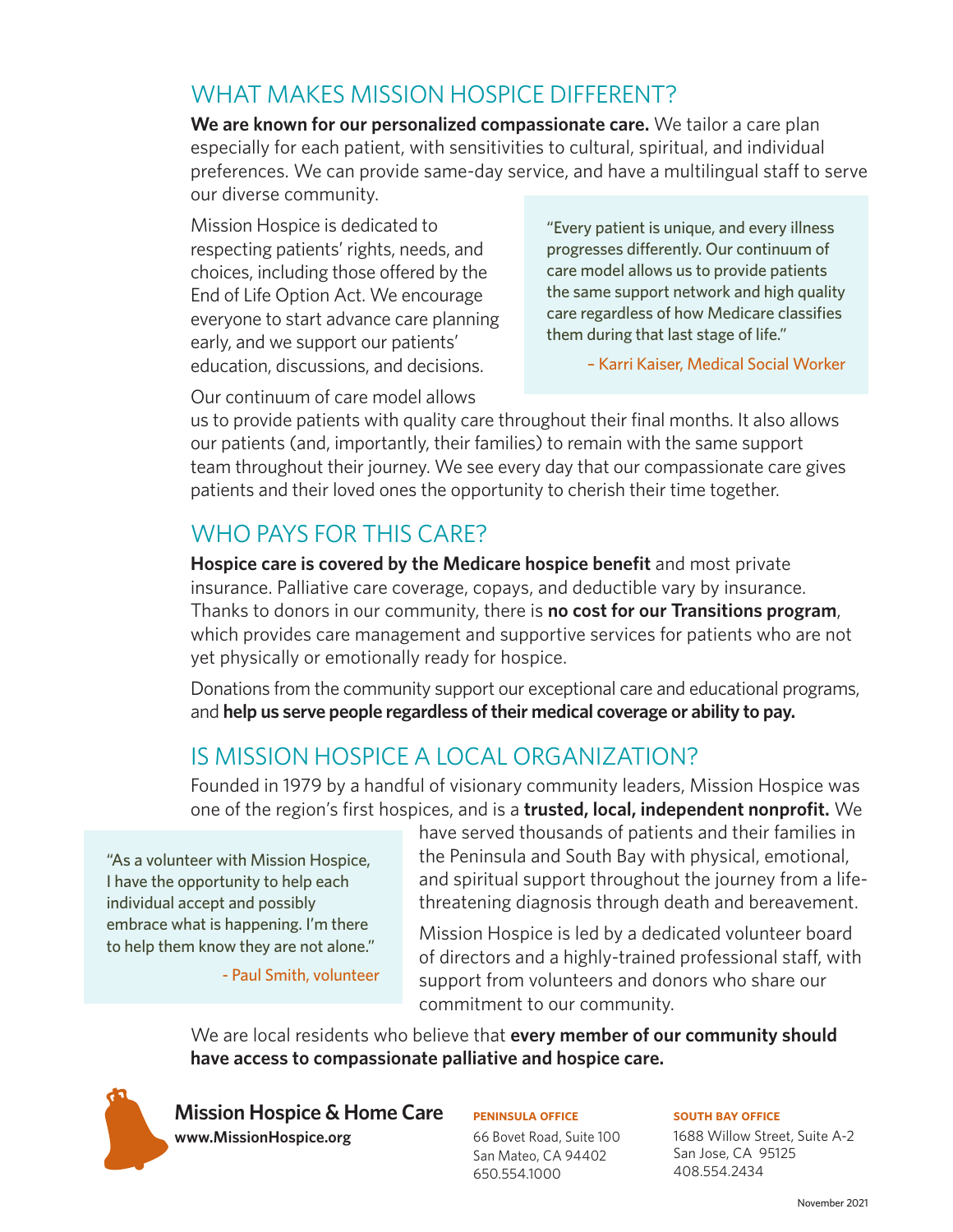## WHAT MAKES MISSION HOSPICE DIFFERENT?

**We are known for our personalized compassionate care.** We tailor a care plan especially for each patient, with sensitivities to cultural, spiritual, and individual preferences. We can provide same-day service, and have a multilingual staff to serve our diverse community.

Mission Hospice is dedicated to respecting patients' rights, needs, and choices, including those offered by the End of Life Option Act. We encourage everyone to start advance care planning early, and we support our patients' education, discussions, and decisions.

Our continuum of care model allows us to provide patients with quality care throughout their final months. It also allows our patients (and, importantly, their families) to remain with the same support team throughout their journey. We see every day that our compassionate care gives patients and their loved ones the opportunity to cherish their time together.

> "Every patient is unique, and every illness progresses differently. Our continuum of care model allows us to provide patients the same support network and high quality care regardless of how Medicare classifies them during that last stage of life."
>
> – Karri Kaiser, Medical Social Worker

## WHO PAYS FOR THIS CARE?

**Hospice care is covered by the Medicare hospice benefit** and most private insurance. Palliative care coverage, copays, and deductible vary by insurance. Thanks to donors in our community, there is **no cost for our Transitions program**, which provides care management and supportive services for patients who are not yet physically or emotionally ready for hospice.

Donations from the community support our exceptional care and educational programs, and **help us serve people regardless of their medical coverage or ability to pay.**

## IS MISSION HOSPICE A LOCAL ORGANIZATION?

Founded in 1979 by a handful of visionary community leaders, Mission Hospice was one of the region's first hospices, and is a **trusted, local, independent nonprofit.** We have served thousands of patients and their families in the Peninsula and South Bay with physical, emotional, and spiritual support throughout the journey from a life-threatening diagnosis through death and bereavement.

Mission Hospice is led by a dedicated volunteer board of directors and a highly-trained professional staff, with support from volunteers and donors who share our commitment to our community.

> "As a volunteer with Mission Hospice, I have the opportunity to help each individual accept and possibly embrace what is happening. I'm there to help them know they are not alone."
>
> - Paul Smith, volunteer

We are local residents who believe that **every member of our community should have access to compassionate palliative and hospice care.**

**Mission Hospice & Home Care**
**www.MissionHospice.org**

**PENINSULA OFFICE**
66 Bovet Road, Suite 100
San Mateo, CA 94402
650.554.1000

**SOUTH BAY OFFICE**
1688 Willow Street, Suite A-2
San Jose, CA 95125
408.554.2434

November 2021